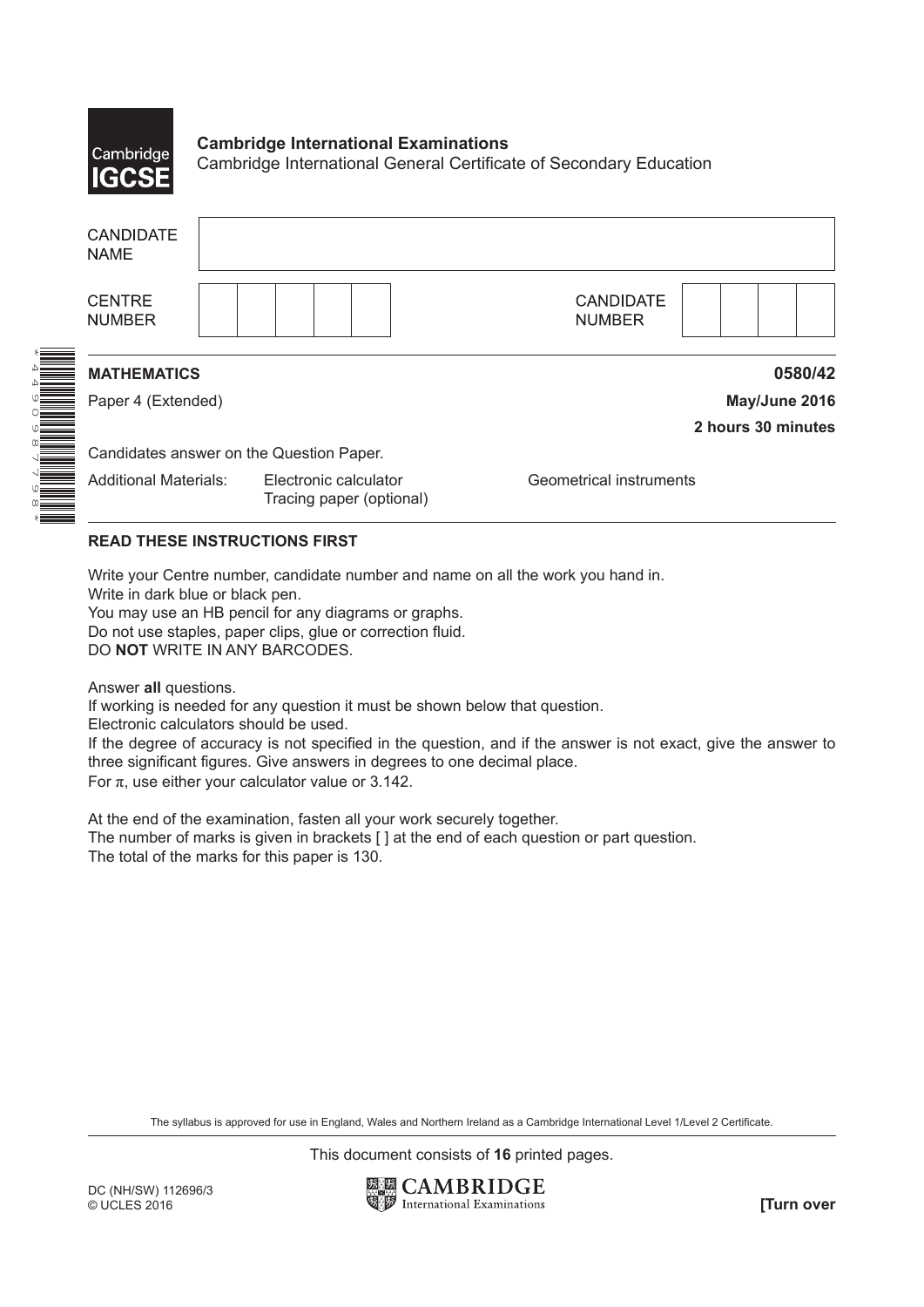**Cambridge International Examinations**
Cambridge International General Certificate of Secondary Education

| CANDIDATE NAME | |
|---|---|
| CENTRE NUMBER | |
| CANDIDATE NUMBER | |

**MATHEMATICS** **0580/42**

Paper 4 (Extended) **May/June 2016**

**2 hours 30 minutes**

Candidates answer on the Question Paper.

Additional Materials: Electronic calculator, Geometrical instruments, Tracing paper (optional)

**READ THESE INSTRUCTIONS FIRST**

Write your Centre number, candidate number and name on all the work you hand in.
Write in dark blue or black pen.
You may use an HB pencil for any diagrams or graphs.
Do not use staples, paper clips, glue or correction fluid.
DO **NOT** WRITE IN ANY BARCODES.

Answer **all** questions.
If working is needed for any question it must be shown below that question.
Electronic calculators should be used.
If the degree of accuracy is not specified in the question, and if the answer is not exact, give the answer to three significant figures. Give answers in degrees to one decimal place.
For $\pi$, use either your calculator value or 3.142.

At the end of the examination, fasten all your work securely together.
The number of marks is given in brackets [ ] at the end of each question or part question.
The total of the marks for this paper is 130.

The syllabus is approved for use in England, Wales and Northern Ireland as a Cambridge International Level 1/Level 2 Certificate.

This document consists of **16** printed pages.

DC (NH/SW) 112696/3
© UCLES 2016

**[Turn over**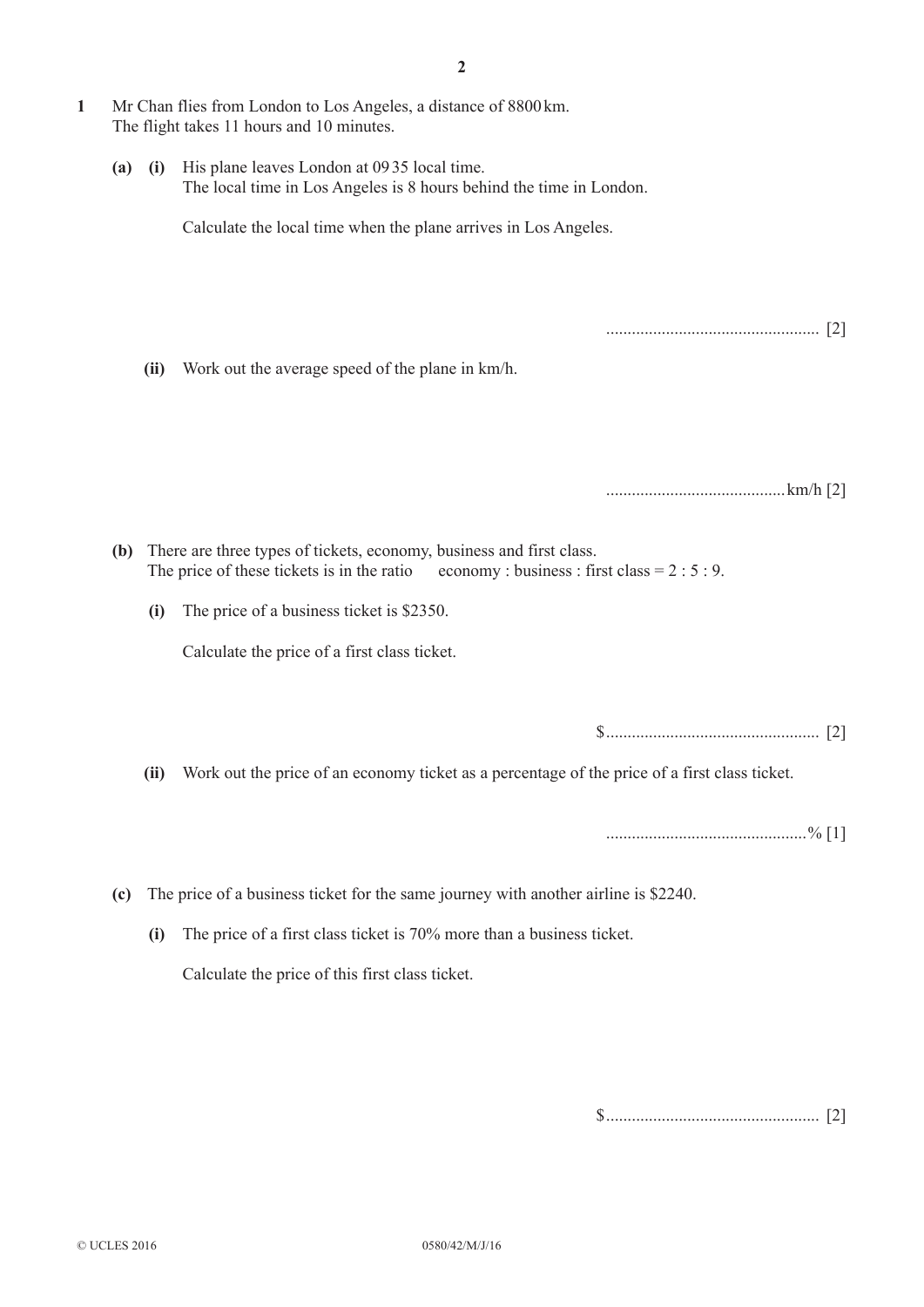**1** Mr Chan flies from London to Los Angeles, a distance of 8800 km.
The flight takes 11 hours and 10 minutes.

**(a) (i)** His plane leaves London at 09 35 local time.
The local time in Los Angeles is 8 hours behind the time in London.

Calculate the local time when the plane arrives in Los Angeles.

................................................ [2]

**(ii)** Work out the average speed of the plane in km/h.

.......................................... km/h [2]

**(b)** There are three types of tickets, economy, business and first class.
The price of these tickets is in the ratio economy : business : first class = 2 : 5 : 9.

**(i)** The price of a business ticket is $2350.

Calculate the price of a first class ticket.

$ ................................................ [2]

**(ii)** Work out the price of an economy ticket as a percentage of the price of a first class ticket.

.............................................. % [1]

**(c)** The price of a business ticket for the same journey with another airline is $2240.

**(i)** The price of a first class ticket is 70% more than a business ticket.

Calculate the price of this first class ticket.

$ ................................................ [2]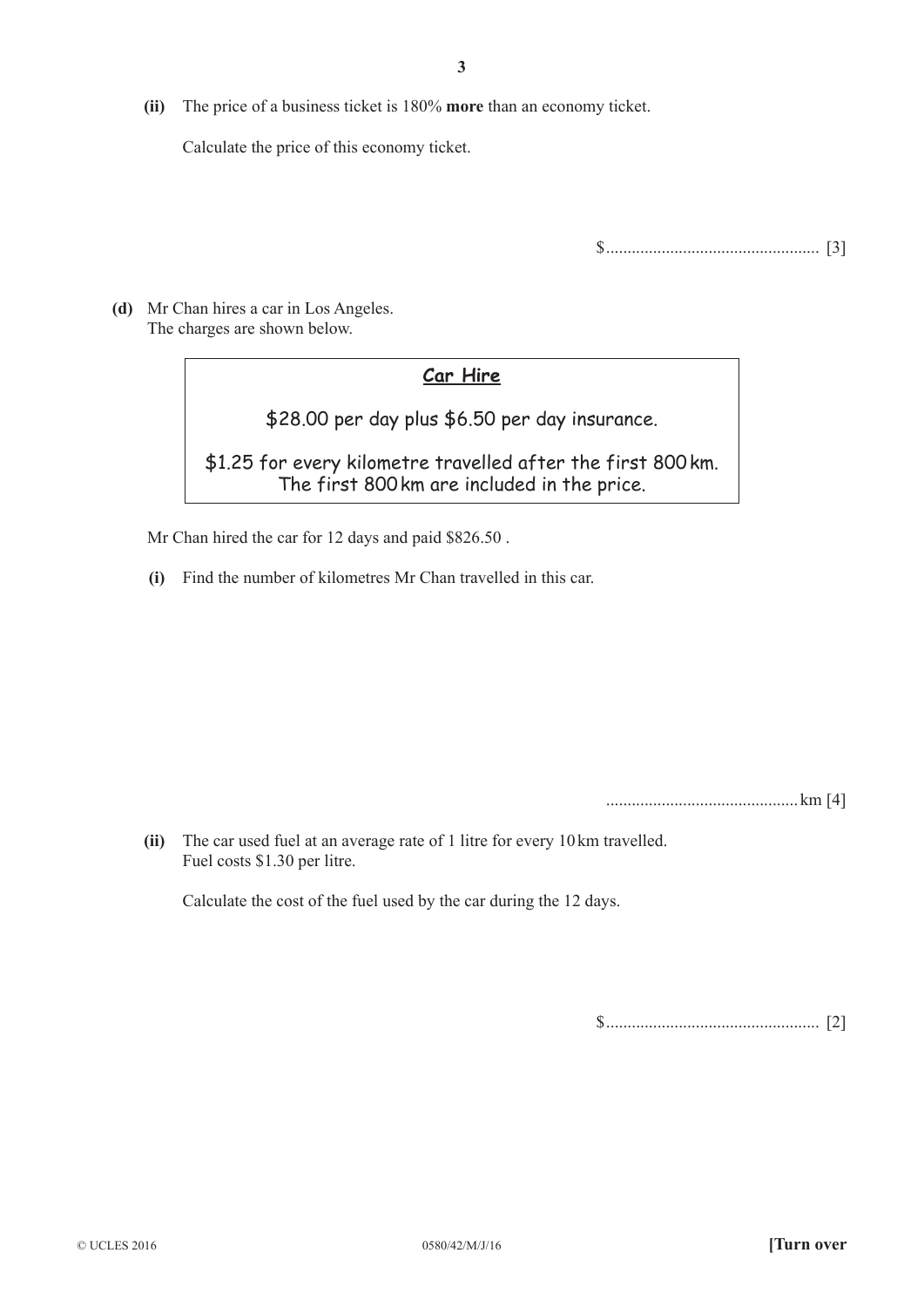**(ii)** The price of a business ticket is 180% **more** than an economy ticket.

Calculate the price of this economy ticket.

$ ................................................ [3]

**(d)** Mr Chan hires a car in Los Angeles.
The charges are shown below.

> **Car Hire**
>
> $28.00 per day plus $6.50 per day insurance.
>
> $1.25 for every kilometre travelled after the first 800 km.
> The first 800 km are included in the price.

Mr Chan hired the car for 12 days and paid $826.50 .

**(i)** Find the number of kilometres Mr Chan travelled in this car.

............................................ km [4]

**(ii)** The car used fuel at an average rate of 1 litre for every 10 km travelled.
Fuel costs $1.30 per litre.

Calculate the cost of the fuel used by the car during the 12 days.

$ ................................................ [2]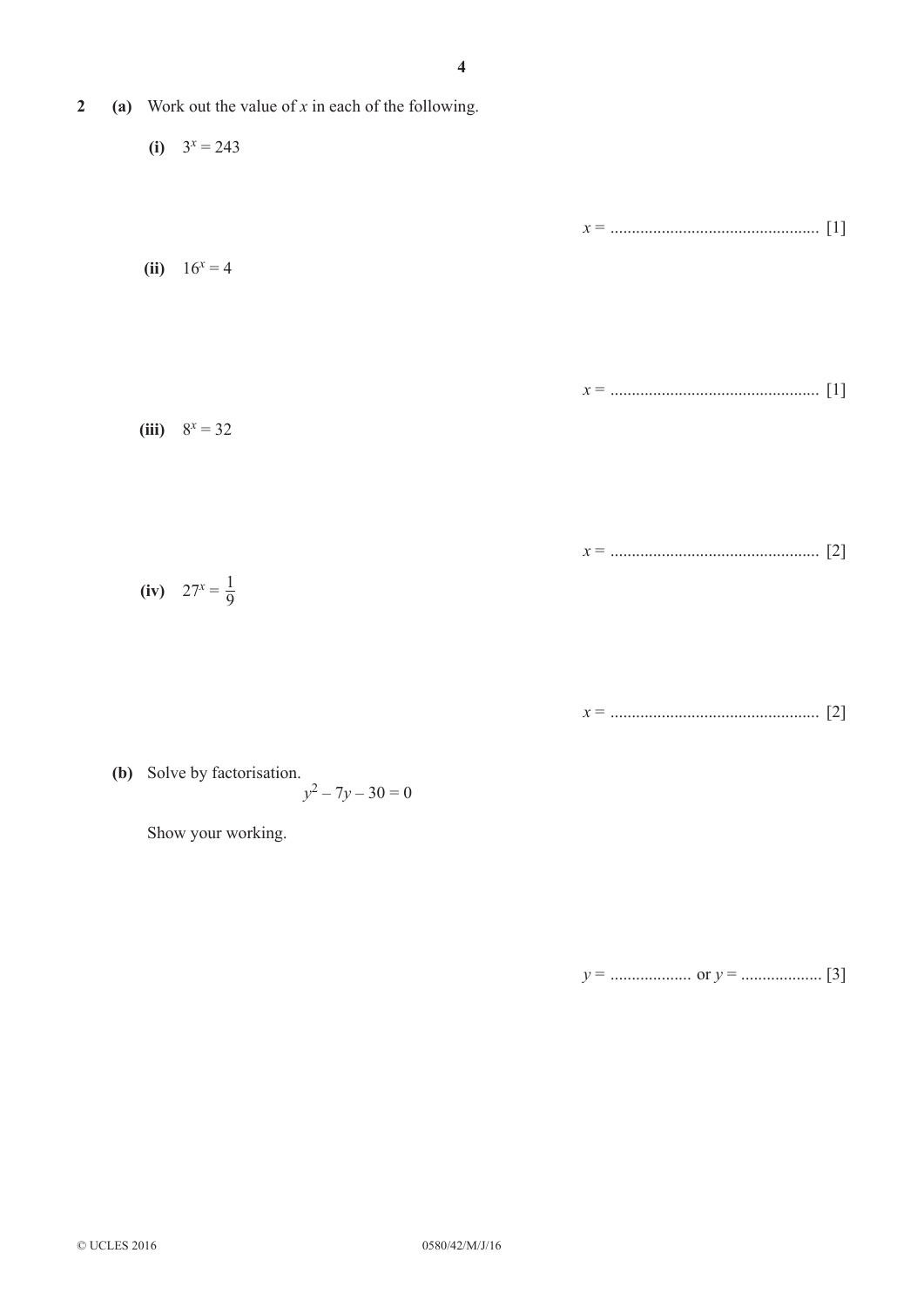**2** **(a)** Work out the value of $x$ in each of the following.

**(i)** $3^x = 243$

$x =$ ................................................ [1]

**(ii)** $16^x = 4$

$x =$ ................................................ [1]

**(iii)** $8^x = 32$

$x =$ ................................................ [2]

**(iv)** $27^x = \frac{1}{9}$

$x =$ ................................................ [2]

**(b)** Solve by factorisation.

$$y^2 - 7y - 30 = 0$$

Show your working.

$y =$ ................... or $y =$ ................... [3]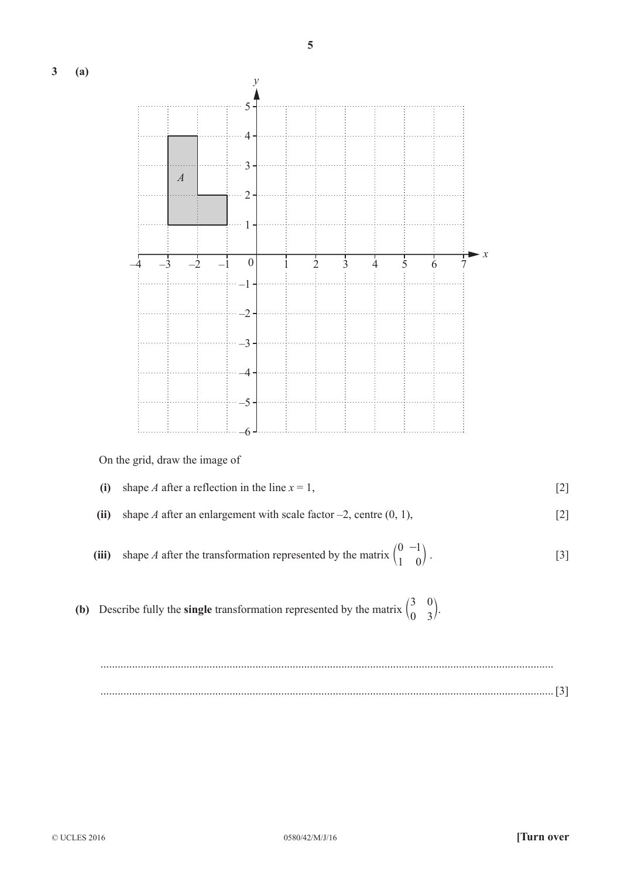**3 (a)**

On the grid, draw the image of

**(i)** shape $A$ after a reflection in the line $x = 1$, [2]

**(ii)** shape $A$ after an enlargement with scale factor $-2$, centre $(0, 1)$, [2]

**(iii)** shape $A$ after the transformation represented by the matrix $\begin{pmatrix} 0 & -1 \\ 1 & 0 \end{pmatrix}$. [3]

**(b)** Describe fully the **single** transformation represented by the matrix $\begin{pmatrix} 3 & 0 \\ 0 & 3 \end{pmatrix}$.

.......................................................................................................................................................

....................................................................................................................................................... [3]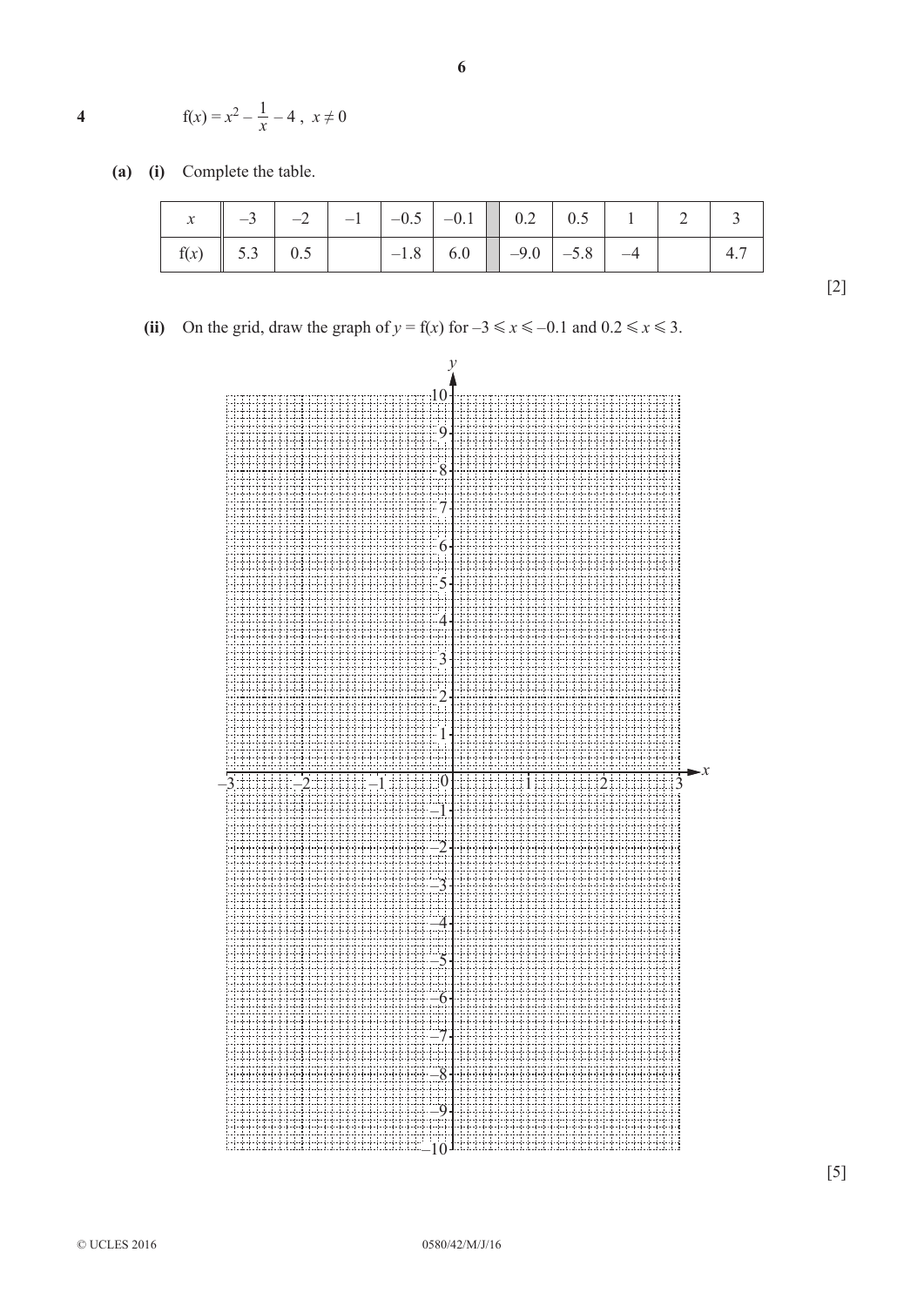**4** $\mathrm{f}(x) = x^2 - \frac{1}{x} - 4\,,\; x \neq 0$

**(a)** **(i)** Complete the table.

| $x$ | $-3$ | $-2$ | $-1$ | $-0.5$ | $-0.1$ | | $0.2$ | $0.5$ | $1$ | $2$ | $3$ |
|---|---|---|---|---|---|---|---|---|---|---|---|
| $\mathrm{f}(x)$ | $5.3$ | $0.5$ | | $-1.8$ | $6.0$ | | $-9.0$ | $-5.8$ | $-4$ | | $4.7$ |

[2]

**(ii)** On the grid, draw the graph of $y = \mathrm{f}(x)$ for $-3 \leqslant x \leqslant -0.1$ and $0.2 \leqslant x \leqslant 3$.

[5]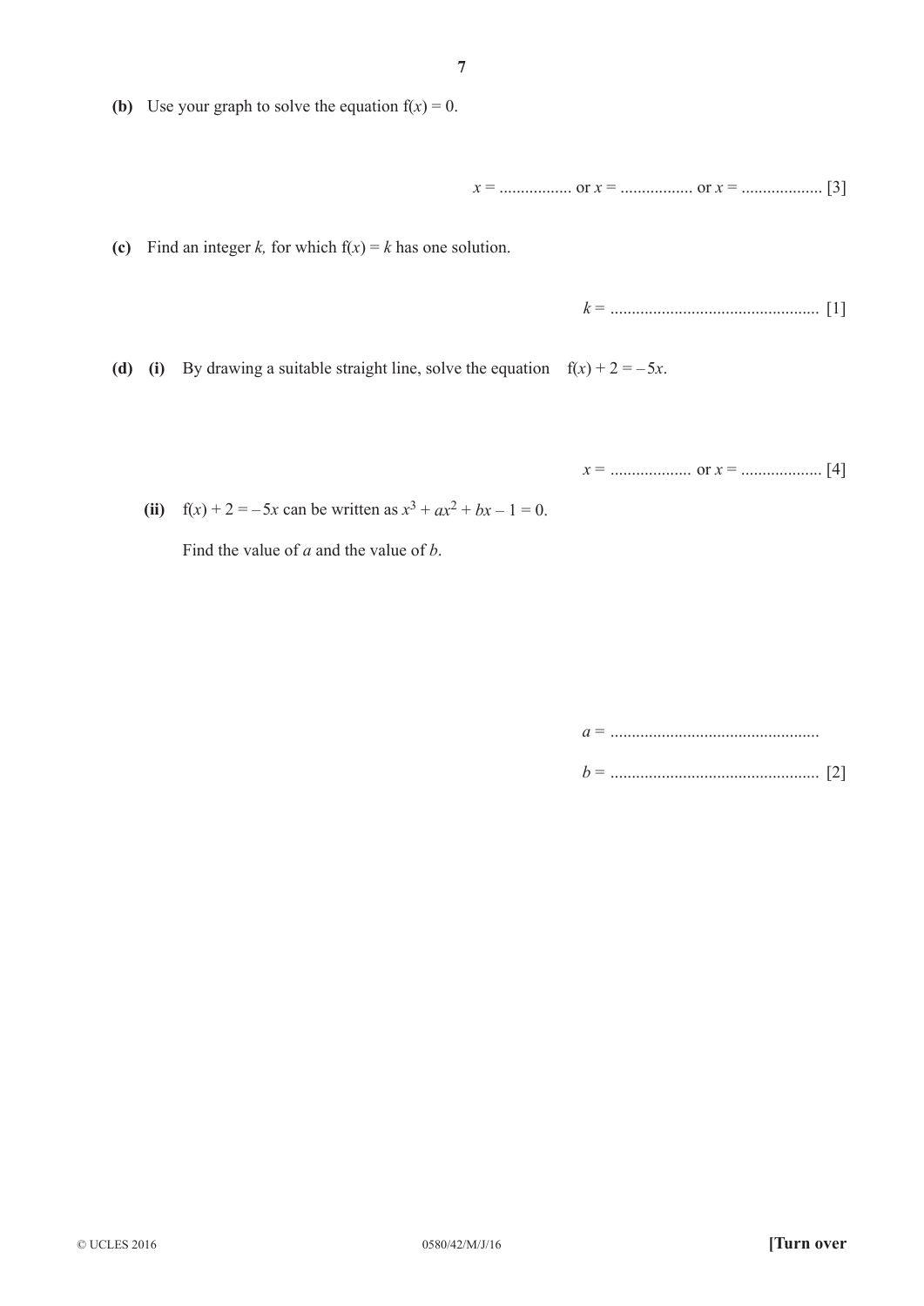**(b)** Use your graph to solve the equation $f(x) = 0$.

$x =$ ................. or $x =$ ................. or $x =$ ................... [3]

**(c)** Find an integer $k$, for which $f(x) = k$ has one solution.

$k =$ ................................................ [1]

**(d)** **(i)** By drawing a suitable straight line, solve the equation $f(x) + 2 = -5x$.

$x =$ ................... or $x =$ ................... [4]

**(ii)** $f(x) + 2 = -5x$ can be written as $x^3 + ax^2 + bx - 1 = 0$.

Find the value of $a$ and the value of $b$.

$a =$ ................................................

$b =$ ................................................ [2]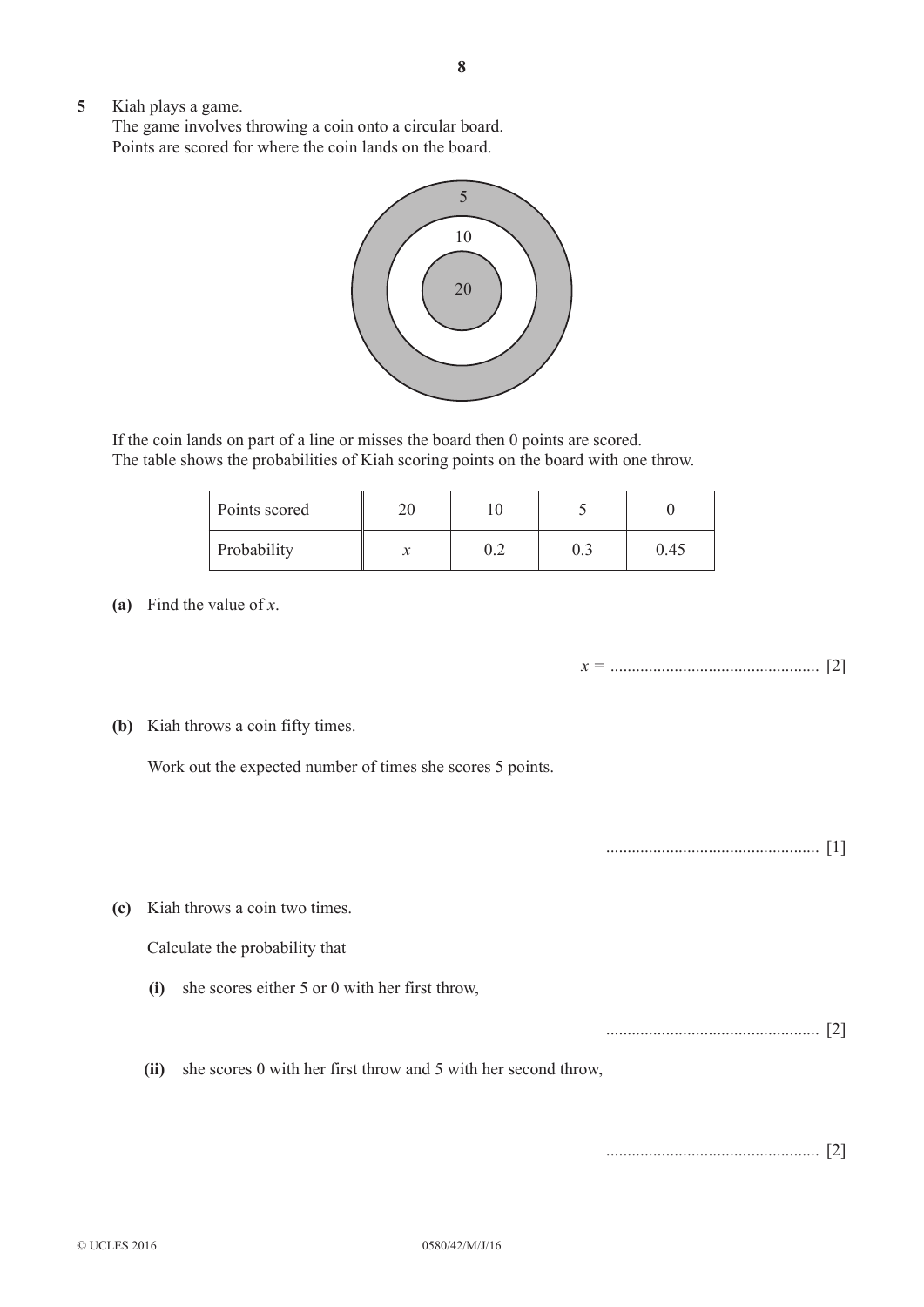**5** Kiah plays a game.
The game involves throwing a coin onto a circular board.
Points are scored for where the coin lands on the board.

If the coin lands on part of a line or misses the board then 0 points are scored.
The table shows the probabilities of Kiah scoring points on the board with one throw.

| Points scored | 20 | 10 | 5 | 0 |
|---|---|---|---|---|
| Probability | $x$ | 0.2 | 0.3 | 0.45 |

**(a)** Find the value of $x$.

$x$ = ................................................ [2]

**(b)** Kiah throws a coin fifty times.

Work out the expected number of times she scores 5 points.

................................................ [1]

**(c)** Kiah throws a coin two times.

Calculate the probability that

**(i)** she scores either 5 or 0 with her first throw,

................................................ [2]

**(ii)** she scores 0 with her first throw and 5 with her second throw,

................................................ [2]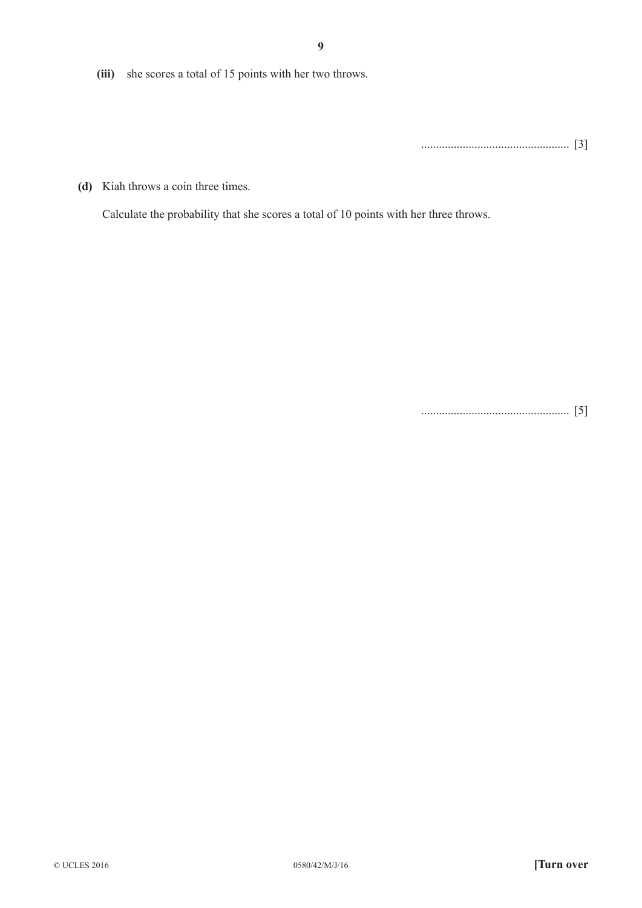**(iii)** she scores a total of 15 points with her two throws.

.................................................. [3]

**(d)** Kiah throws a coin three times.

Calculate the probability that she scores a total of 10 points with her three throws.

.................................................. [5]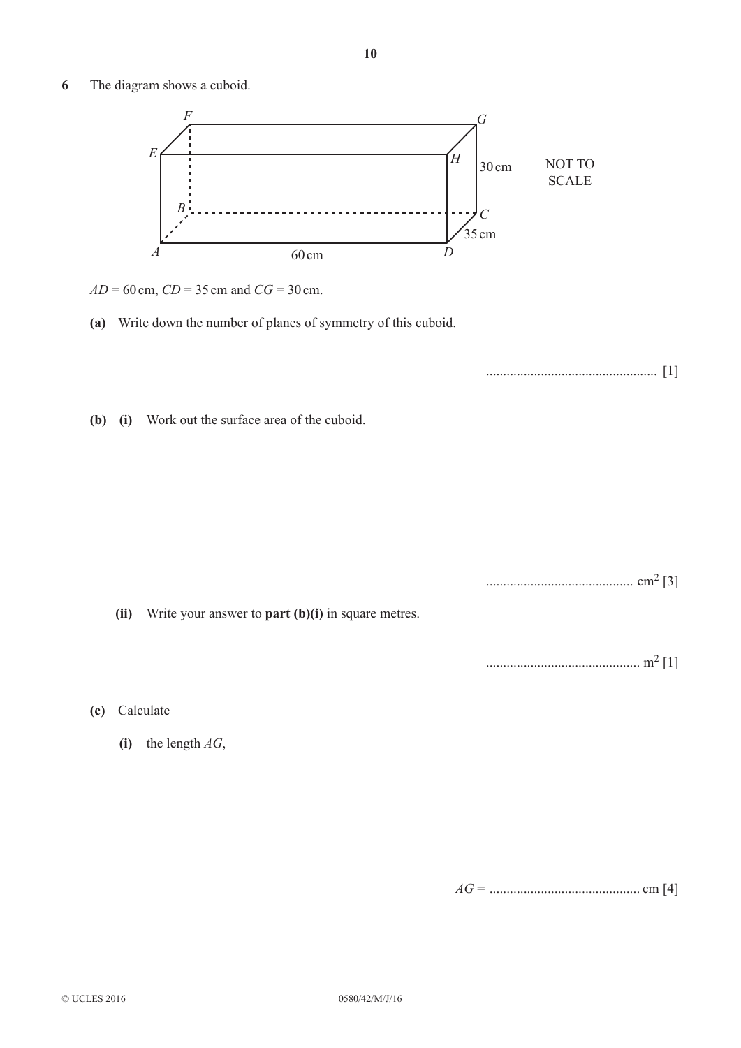6 The diagram shows a cuboid.

NOT TO SCALE

$AD = 60$ cm, $CD = 35$ cm and $CG = 30$ cm.

**(a)** Write down the number of planes of symmetry of this cuboid.

................................................ [1]

**(b)** **(i)** Work out the surface area of the cuboid.

.......................................... $cm^2$ [3]

**(ii)** Write your answer to **part (b)(i)** in square metres.

............................................ $m^2$ [1]

**(c)** Calculate

**(i)** the length $AG$,

$AG$ = ............................................ cm [4]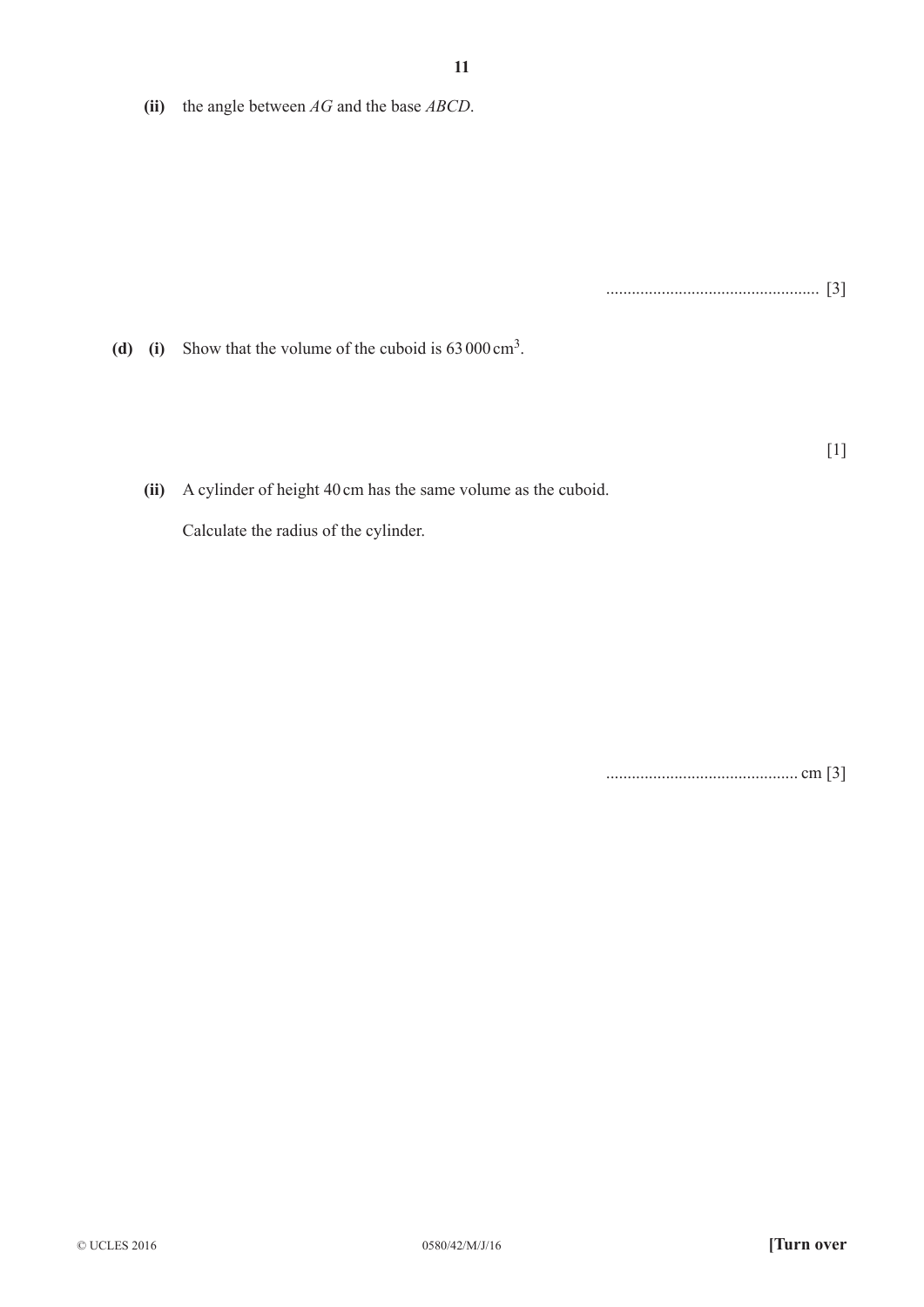**(ii)** the angle between *AG* and the base *ABCD*.

.................................................. [3]

**(d)** **(i)** Show that the volume of the cuboid is 63 000 $cm^3$.

[1]

**(ii)** A cylinder of height 40 cm has the same volume as the cuboid.

Calculate the radius of the cylinder.

............................................. cm [3]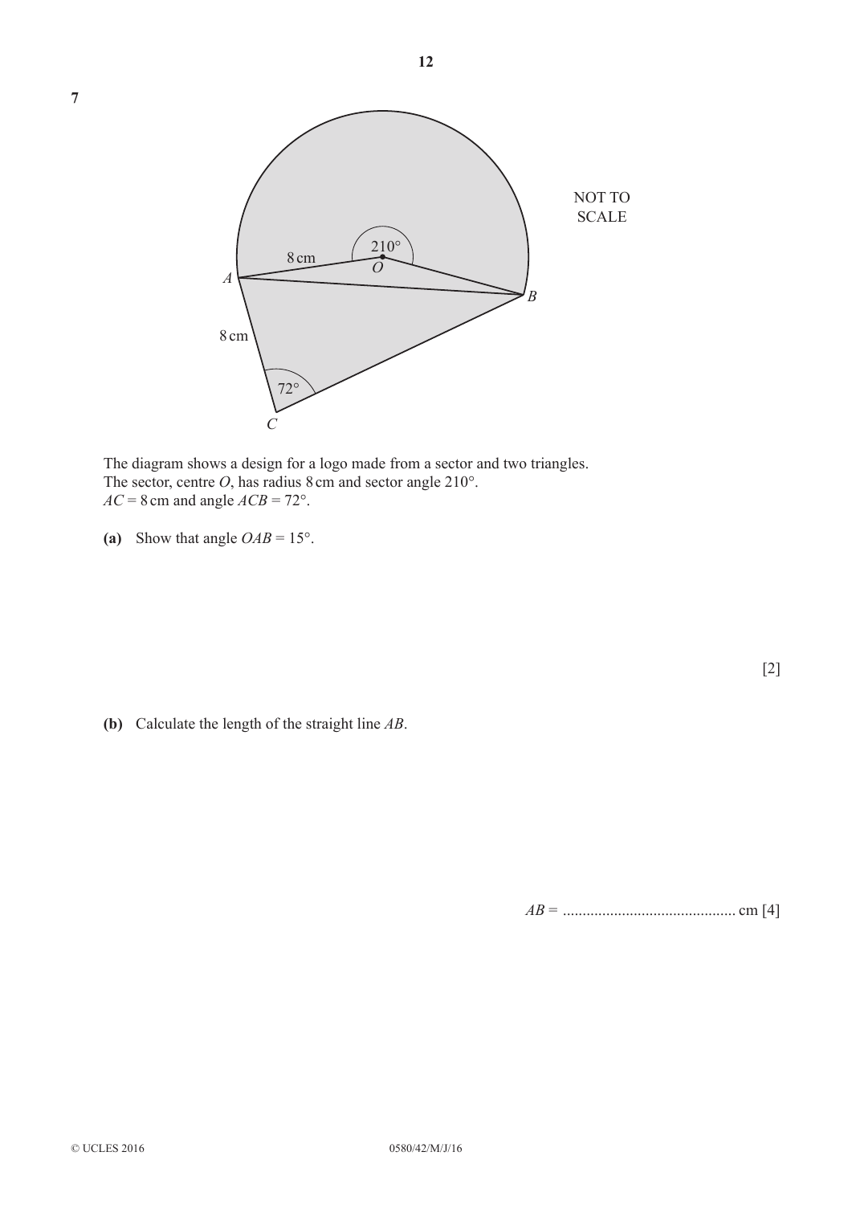**7**

NOT TO SCALE

The diagram shows a design for a logo made from a sector and two triangles.
The sector, centre $O$, has radius 8 cm and sector angle 210°.
$AC = 8$ cm and angle $ACB = 72°$.

**(a)** Show that angle $OAB = 15°$.

[2]

**(b)** Calculate the length of the straight line $AB$.

$AB =$ ............................................ cm [4]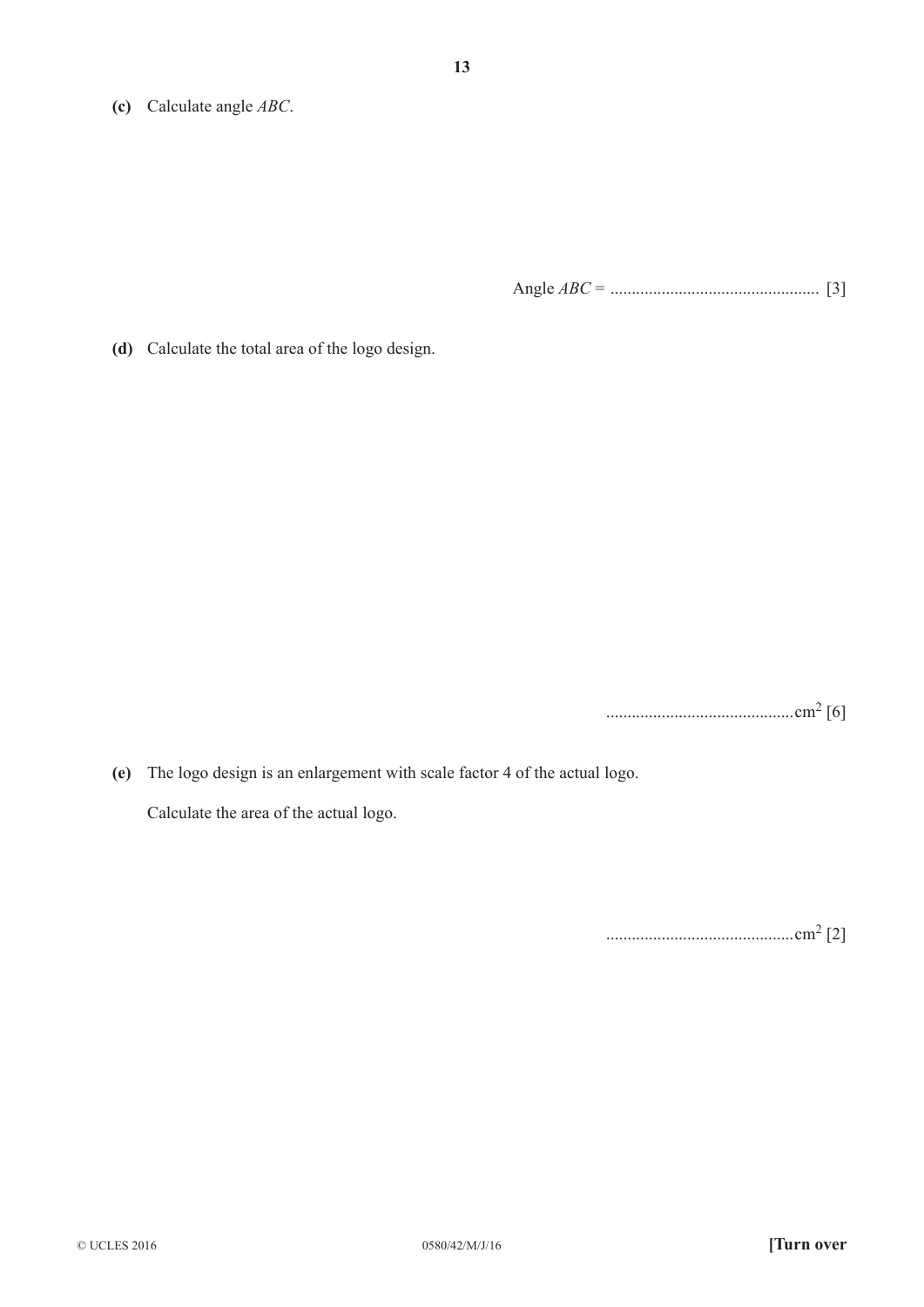**(c)** Calculate angle *ABC*.

Angle *ABC* = ................................................ [3]

**(d)** Calculate the total area of the logo design.

............................................$cm^2$ [6]

**(e)** The logo design is an enlargement with scale factor 4 of the actual logo.

Calculate the area of the actual logo.

............................................$cm^2$ [2]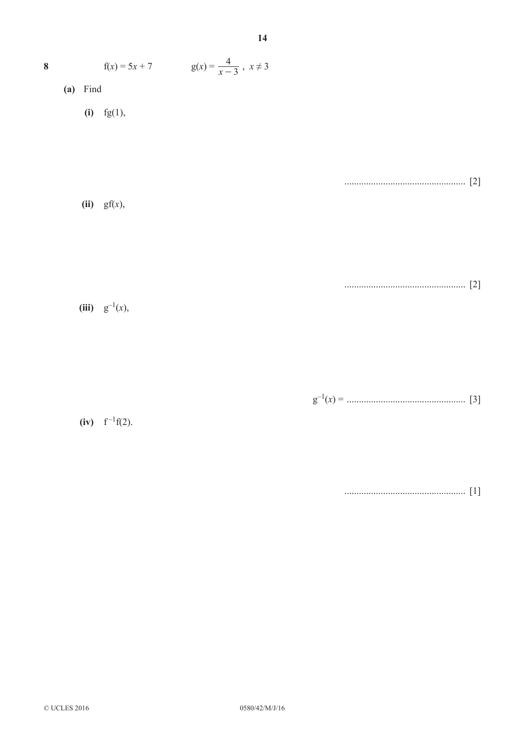**8** $\quad f(x) = 5x + 7 \qquad g(x) = \dfrac{4}{x-3}, \ x \neq 3$

**(a)** Find

**(i)** $fg(1)$,

.................................................. [2]

**(ii)** $gf(x)$,

.................................................. [2]

**(iii)** $g^{-1}(x)$,

$g^{-1}(x) =$ .................................................. [3]

**(iv)** $f^{-1}f(2)$.

.................................................. [1]

© UCLES 2016 0580/42/M/J/16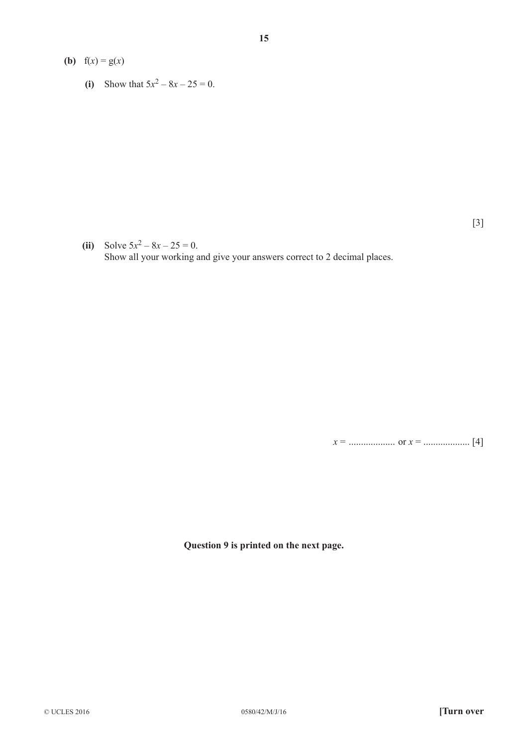**(b)** $f(x) = g(x)$

**(i)** Show that $5x^2 - 8x - 25 = 0$.

[3]

**(ii)** Solve $5x^2 - 8x - 25 = 0$.
Show all your working and give your answers correct to 2 decimal places.

$x$ = .................. or $x$ = .................. [4]

**Question 9 is printed on the next page.**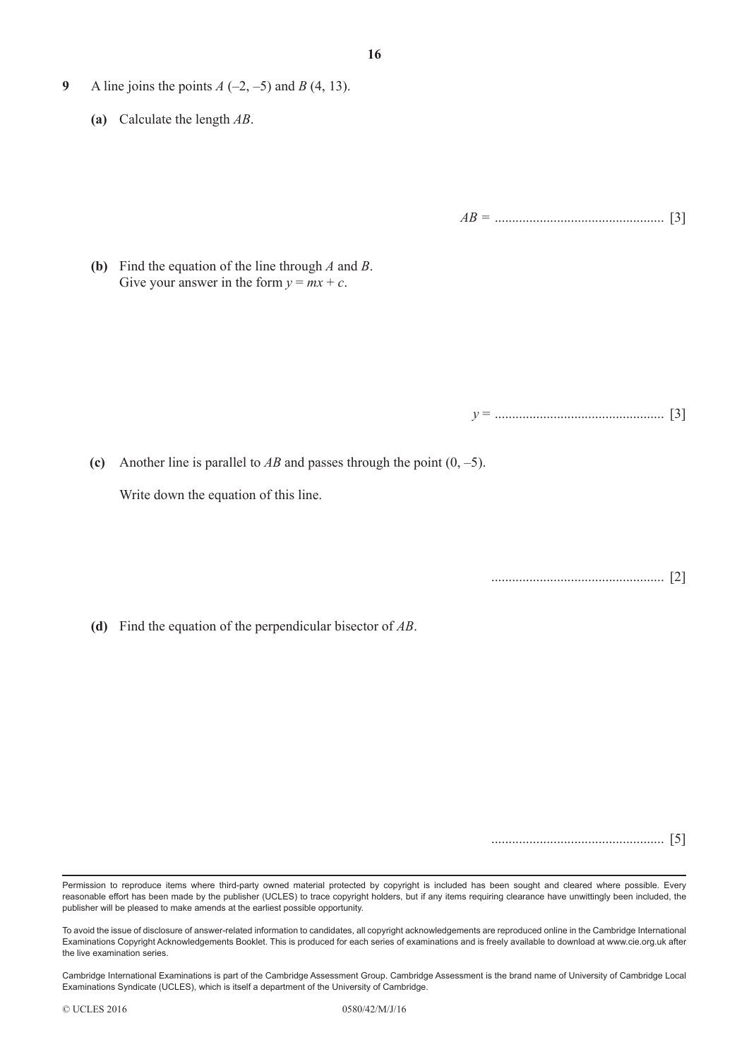**9** A line joins the points $A$ (–2, –5) and $B$ (4, 13).

**(a)** Calculate the length $AB$.

$AB$ = ................................................ [3]

**(b)** Find the equation of the line through $A$ and $B$.
Give your answer in the form $y = mx + c$.

$y$ = ................................................ [3]

**(c)** Another line is parallel to $AB$ and passes through the point (0, –5).

Write down the equation of this line.

................................................ [2]

**(d)** Find the equation of the perpendicular bisector of $AB$.

................................................ [5]

Permission to reproduce items where third-party owned material protected by copyright is included has been sought and cleared where possible. Every reasonable effort has been made by the publisher (UCLES) to trace copyright holders, but if any items requiring clearance have unwittingly been included, the publisher will be pleased to make amends at the earliest possible opportunity.

To avoid the issue of disclosure of answer-related information to candidates, all copyright acknowledgements are reproduced online in the Cambridge International Examinations Copyright Acknowledgements Booklet. This is produced for each series of examinations and is freely available to download at www.cie.org.uk after the live examination series.

Cambridge International Examinations is part of the Cambridge Assessment Group. Cambridge Assessment is the brand name of University of Cambridge Local Examinations Syndicate (UCLES), which is itself a department of the University of Cambridge.